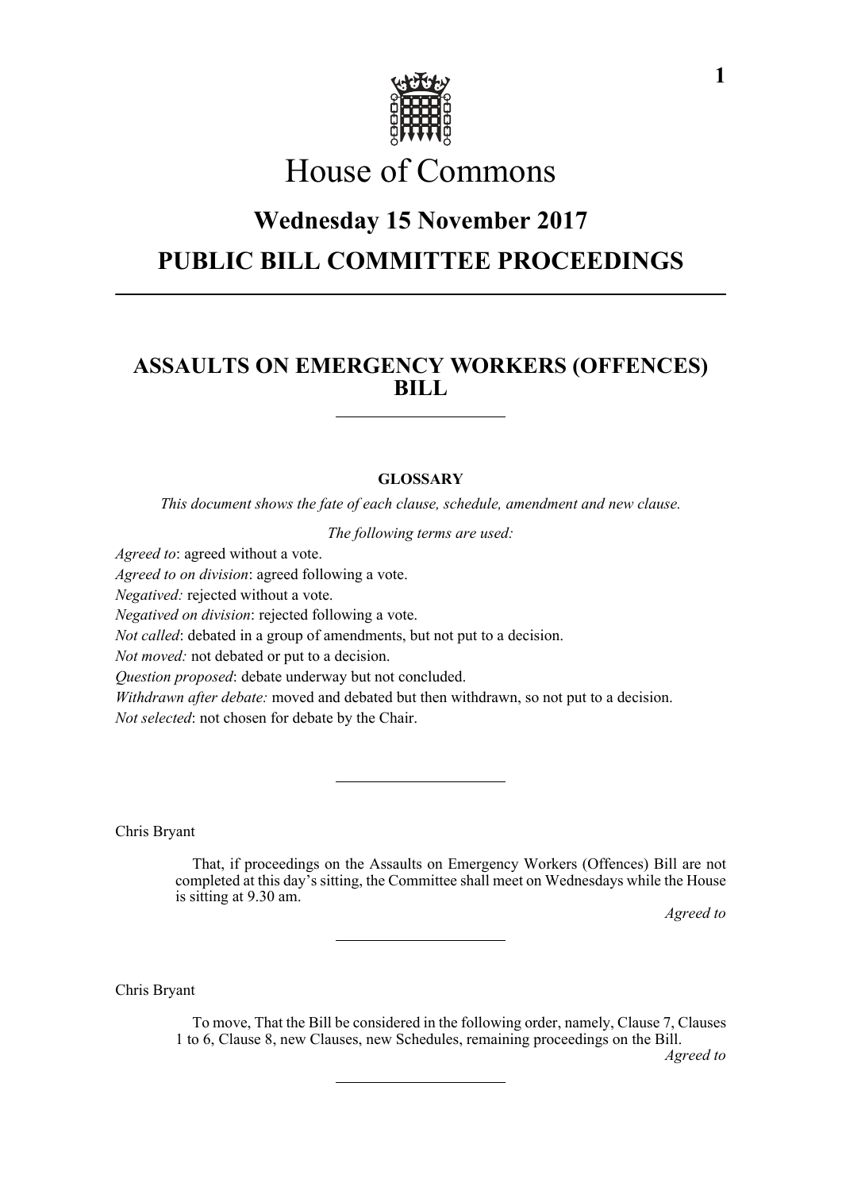# House of Commons

## Wednesday 15 November 2017

## PUBLIC BILL COMMITTEE PROCEEDINGS

---

## ASSAULTS ON EMERGENCY WORKERS (OFFENCES) BILL

---

**GLOSSARY**

*This document shows the fate of each clause, schedule, amendment and new clause.*

*The following terms are used:*

*Agreed to*: agreed without a vote.

*Agreed to on division*: agreed following a vote.

*Negatived:* rejected without a vote.

*Negatived on division*: rejected following a vote.

*Not called*: debated in a group of amendments, but not put to a decision.

*Not moved:* not debated or put to a decision.

*Question proposed*: debate underway but not concluded.

*Withdrawn after debate:* moved and debated but then withdrawn, so not put to a decision.

*Not selected*: not chosen for debate by the Chair.

---

Chris Bryant

That, if proceedings on the Assaults on Emergency Workers (Offences) Bill are not completed at this day's sitting, the Committee shall meet on Wednesdays while the House is sitting at 9.30 am.

*Agreed to*

---

Chris Bryant

To move, That the Bill be considered in the following order, namely, Clause 7, Clauses 1 to 6, Clause 8, new Clauses, new Schedules, remaining proceedings on the Bill.

*Agreed to*

---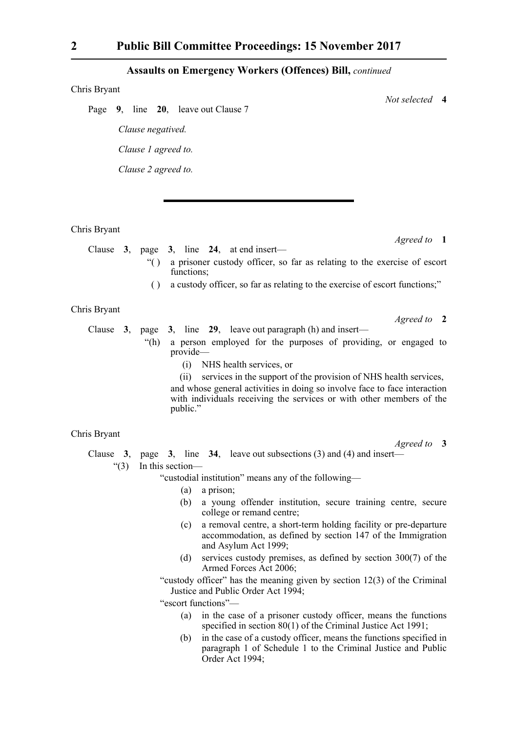## Assaults on Emergency Workers (Offences) Bill, *continued*

Chris Bryant

*Not selected* **4**

Page **9**, line **20**, leave out Clause 7

*Clause negatived.*

*Clause 1 agreed to.*

*Clause 2 agreed to.*

---

Chris Bryant

*Agreed to* **1**

Clause **3**, page **3**, line **24**, at end insert—

"( ) a prisoner custody officer, so far as relating to the exercise of escort functions;

( ) a custody officer, so far as relating to the exercise of escort functions;"

Chris Bryant

*Agreed to* **2**

Clause **3**, page **3**, line **29**, leave out paragraph (h) and insert—

"(h) a person employed for the purposes of providing, or engaged to provide—

(i) NHS health services, or

(ii) services in the support of the provision of NHS health services,

and whose general activities in doing so involve face to face interaction with individuals receiving the services or with other members of the public."

Chris Bryant

*Agreed to* **3**

Clause **3**, page **3**, line **34**, leave out subsections (3) and (4) and insert—

"(3) In this section—

"custodial institution" means any of the following—

(a) a prison;

(b) a young offender institution, secure training centre, secure college or remand centre;

(c) a removal centre, a short-term holding facility or pre-departure accommodation, as defined by section 147 of the Immigration and Asylum Act 1999;

(d) services custody premises, as defined by section 300(7) of the Armed Forces Act 2006;

"custody officer" has the meaning given by section 12(3) of the Criminal Justice and Public Order Act 1994;

"escort functions"—

(a) in the case of a prisoner custody officer, means the functions specified in section 80(1) of the Criminal Justice Act 1991;

(b) in the case of a custody officer, means the functions specified in paragraph 1 of Schedule 1 to the Criminal Justice and Public Order Act 1994;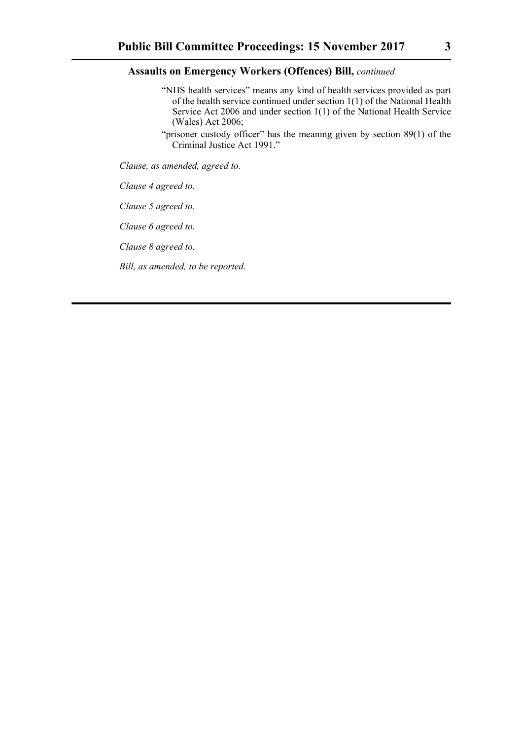**Assaults on Emergency Workers (Offences) Bill,** *continued*

"NHS health services" means any kind of health services provided as part of the health service continued under section 1(1) of the National Health Service Act 2006 and under section 1(1) of the National Health Service (Wales) Act 2006;

"prisoner custody officer" has the meaning given by section 89(1) of the Criminal Justice Act 1991."

*Clause, as amended, agreed to.*

*Clause 4 agreed to.*

*Clause 5 agreed to.*

*Clause 6 agreed to.*

*Clause 8 agreed to.*

*Bill, as amended, to be reported.*